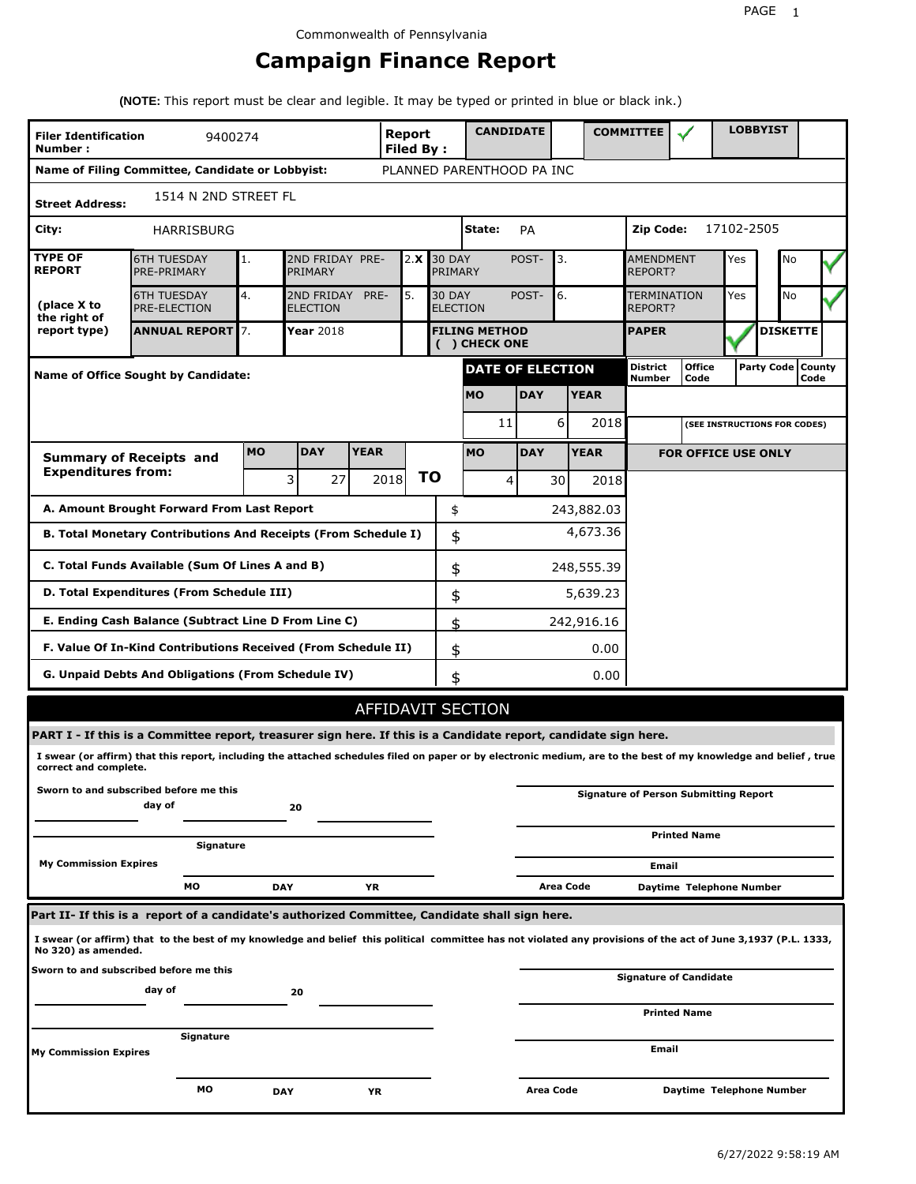Commonwealth of Pennsylvania

# Campaign Finance Report

**(NOTE:** This report must be clear and legible. It may be typed or printed in blue or black ink.)

| **Filer Identification Number :** | 9400274 | **Report Filed By :** | **CANDIDATE** | | **COMMITTEE** | ✓ | **LOBBYIST** | |
|---|---|---|---|---|---|---|---|---|

**Name of Filing Committee, Candidate or Lobbyist:** PLANNED PARENTHOOD PA INC

**Street Address:** 1514 N 2ND STREET FL

**City:** HARRISBURG **State:** PA **Zip Code:** 17102-2505

| **TYPE OF REPORT** (place X to the right of report type) | | | | | | | | |
|---|---|---|---|---|---|---|---|---|
| 6TH TUESDAY PRE-PRIMARY | 1. | 2ND FRIDAY PRE-PRIMARY | 2. X | 30 DAY POST-PRIMARY | 3. | AMENDMENT REPORT? | Yes | No ✓ |
| 6TH TUESDAY PRE-ELECTION | 4. | 2ND FRIDAY PRE-ELECTION | 5. | 30 DAY POST-ELECTION | 6. | TERMINATION REPORT? | Yes | No ✓ |
| **ANNUAL REPORT** | 7. | **Year** 2018 | | **FILING METHOD ( ) CHECK ONE** | | **PAPER** ✓ | **DISKETTE** | |

**Name of Office Sought by Candidate:**

| **DATE OF ELECTION** | | |
|---|---|---|
| **MO** | **DAY** | **YEAR** |
| 11 | 6 | 2018 |

| **District Number** | **Office Code** | **Party Code** | **County Code** |
|---|---|---|---|
| | | | |

(SEE INSTRUCTIONS FOR CODES)

| **Summary of Receipts and Expenditures from:** | **MO** | **DAY** | **YEAR** | | **MO** | **DAY** | **YEAR** |
|---|---|---|---|---|---|---|---|
| | 3 | 27 | 2018 | **TO** | 4 | 30 | 2018 |

**FOR OFFICE USE ONLY**

| | | |
|---|---|---|
| **A. Amount Brought Forward From Last Report** | $ | 243,882.03 |
| **B. Total Monetary Contributions And Receipts (From Schedule I)** | $ | 4,673.36 |
| **C. Total Funds Available (Sum Of Lines A and B)** | $ | 248,555.39 |
| **D. Total Expenditures (From Schedule III)** | $ | 5,639.23 |
| **E. Ending Cash Balance (Subtract Line D From Line C)** | $ | 242,916.16 |
| **F. Value Of In-Kind Contributions Received (From Schedule II)** | $ | 0.00 |
| **G. Unpaid Debts And Obligations (From Schedule IV)** | $ | 0.00 |

## AFFIDAVIT SECTION

**PART I - If this is a Committee report, treasurer sign here. If this is a Candidate report, candidate sign here.**

**I swear (or affirm) that this report, including the attached schedules filed on paper or by electronic medium, are to the best of my knowledge and belief , true correct and complete.**

**Sworn to and subscribed before me this** ______ **day of** ______ **20** ______

**Signature of Person Submitting Report**

**Signature**

**Printed Name**

**My Commission Expires**

**Email**

**MO** **DAY** **YR**

**Area Code** **Daytime Telephone Number**

**Part II- If this is a report of a candidate's authorized Committee, Candidate shall sign here.**

**I swear (or affirm) that to the best of my knowledge and belief this political committee has not violated any provisions of the act of June 3,1937 (P.L. 1333, No 320) as amended.**

**Sworn to and subscribed before me this** ______ **day of** ______ **20** ______

**Signature of Candidate**

**Printed Name**

**Signature**

**My Commission Expires**

**Email**

**MO** **DAY** **YR**

**Area Code** **Daytime Telephone Number**

6/27/2022 9:58:19 AM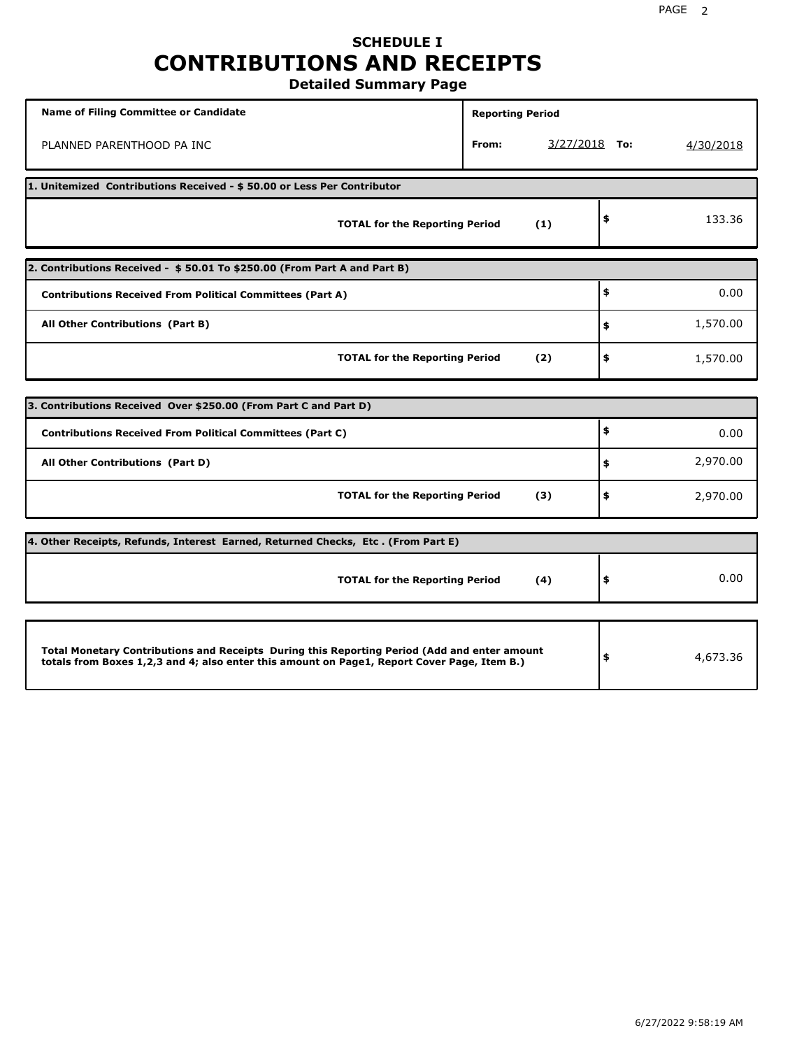# SCHEDULE I
# CONTRIBUTIONS AND RECEIPTS
## Detailed Summary Page

| Name of Filing Committee or Candidate | Reporting Period |
|---|---|
| PLANNED PARENTHOOD PA INC | From: 3/27/2018 To: 4/30/2018 |

**1. Unitemized Contributions Received - $ 50.00 or Less Per Contributor**

| | | |
|---|---|---|
| **TOTAL for the Reporting Period** | **(1)** | $ 133.36 |

**2. Contributions Received - $ 50.01 To $250.00 (From Part A and Part B)**

| | | |
|---|---|---|
| **Contributions Received From Political Committees (Part A)** | | $ 0.00 |
| **All Other Contributions (Part B)** | | $ 1,570.00 |
| **TOTAL for the Reporting Period** | **(2)** | $ 1,570.00 |

**3. Contributions Received Over $250.00 (From Part C and Part D)**

| | | |
|---|---|---|
| **Contributions Received From Political Committees (Part C)** | | $ 0.00 |
| **All Other Contributions (Part D)** | | $ 2,970.00 |
| **TOTAL for the Reporting Period** | **(3)** | $ 2,970.00 |

**4. Other Receipts, Refunds, Interest Earned, Returned Checks, Etc . (From Part E)**

| | | |
|---|---|---|
| **TOTAL for the Reporting Period** | **(4)** | $ 0.00 |

| | |
|---|---|
| **Total Monetary Contributions and Receipts During this Reporting Period (Add and enter amount totals from Boxes 1,2,3 and 4; also enter this amount on Page1, Report Cover Page, Item B.)** | $ 4,673.36 |

6/27/2022 9:58:19 AM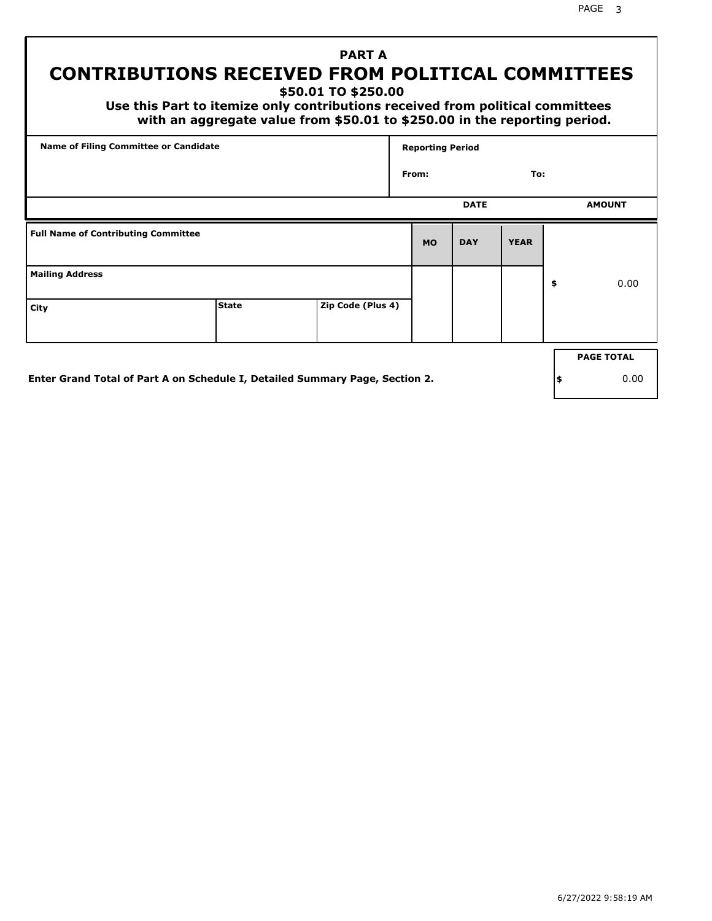# PART A

## CONTRIBUTIONS RECEIVED FROM POLITICAL COMMITTEES

### $50.01 TO $250.00

**Use this Part to itemize only contributions received from political committees with an aggregate value from $50.01 to $250.00 in the reporting period.**

| Name of Filing Committee or Candidate | Reporting Period |
|---|---|
| | From: To: |

| Full Name of Contributing Committee | | | DATE MO | DATE DAY | DATE YEAR | AMOUNT |
|---|---|---|---|---|---|---|
| Mailing Address | | | | | | $ 0.00 |
| City | State | Zip Code (Plus 4) | | | | |

**Enter Grand Total of Part A on Schedule I, Detailed Summary Page, Section 2.**

| PAGE TOTAL |
|---|
| $ 0.00 |

6/27/2022 9:58:19 AM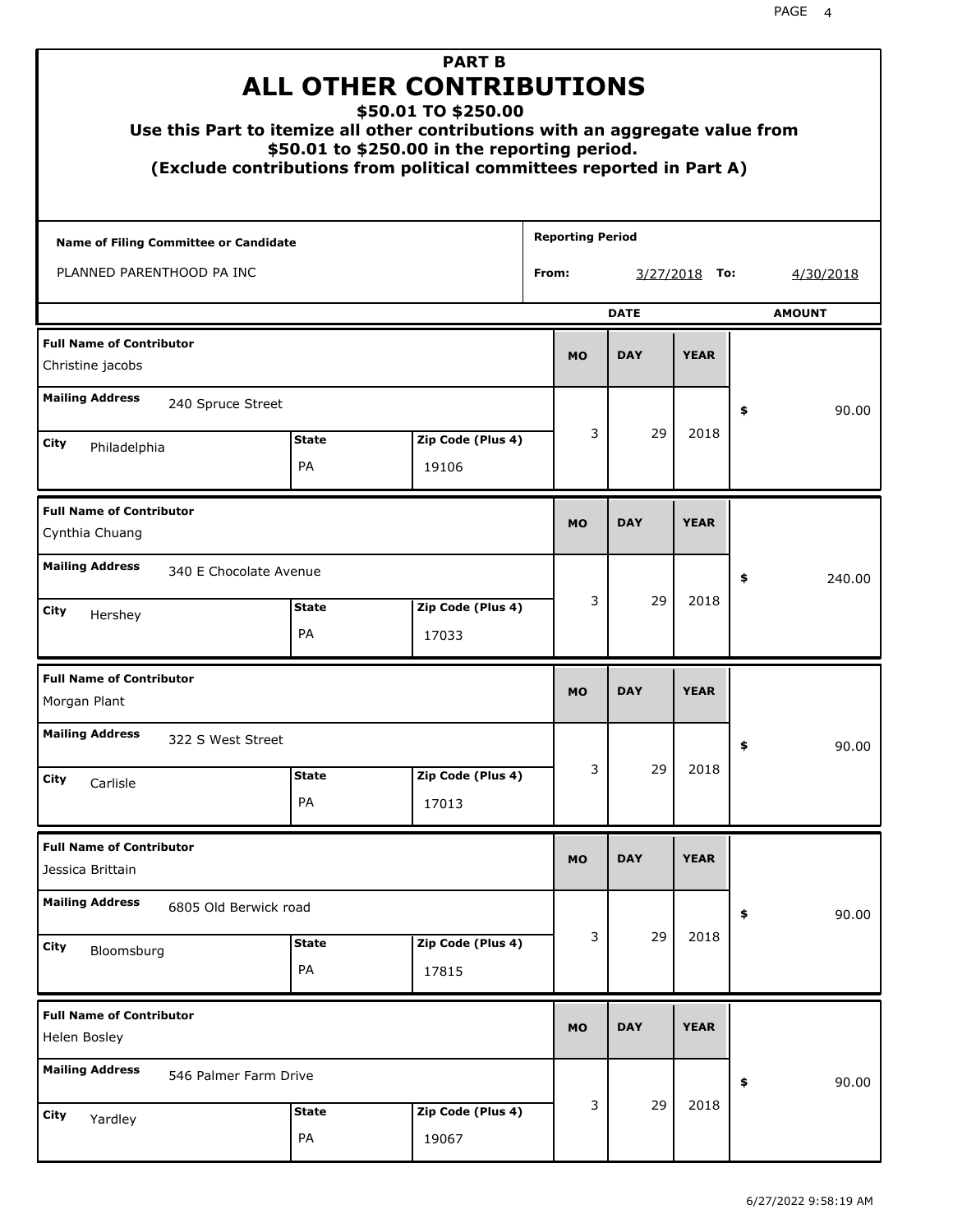## PART B

# ALL OTHER CONTRIBUTIONS

### $50.01 TO $250.00

### Use this Part to itemize all other contributions with an aggregate value from $50.01 to $250.00 in the reporting period.

### (Exclude contributions from political committees reported in Part A)

| Name of Filing Committee or Candidate | Reporting Period |
|---|---|
| PLANNED PARENTHOOD PA INC | From: 3/27/2018 To: 4/30/2018 |

| Full Name of Contributor | Mailing Address | City | State | Zip Code (Plus 4) | MO | DAY | YEAR | AMOUNT |
|---|---|---|---|---|---|---|---|---|
| Christine jacobs | 240 Spruce Street | Philadelphia | PA | 19106 | 3 | 29 | 2018 | $ 90.00 |
| Cynthia Chuang | 340 E Chocolate Avenue | Hershey | PA | 17033 | 3 | 29 | 2018 | $ 240.00 |
| Morgan Plant | 322 S West Street | Carlisle | PA | 17013 | 3 | 29 | 2018 | $ 90.00 |
| Jessica Brittain | 6805 Old Berwick road | Bloomsburg | PA | 17815 | 3 | 29 | 2018 | $ 90.00 |
| Helen Bosley | 546 Palmer Farm Drive | Yardley | PA | 19067 | 3 | 29 | 2018 | $ 90.00 |

6/27/2022 9:58:19 AM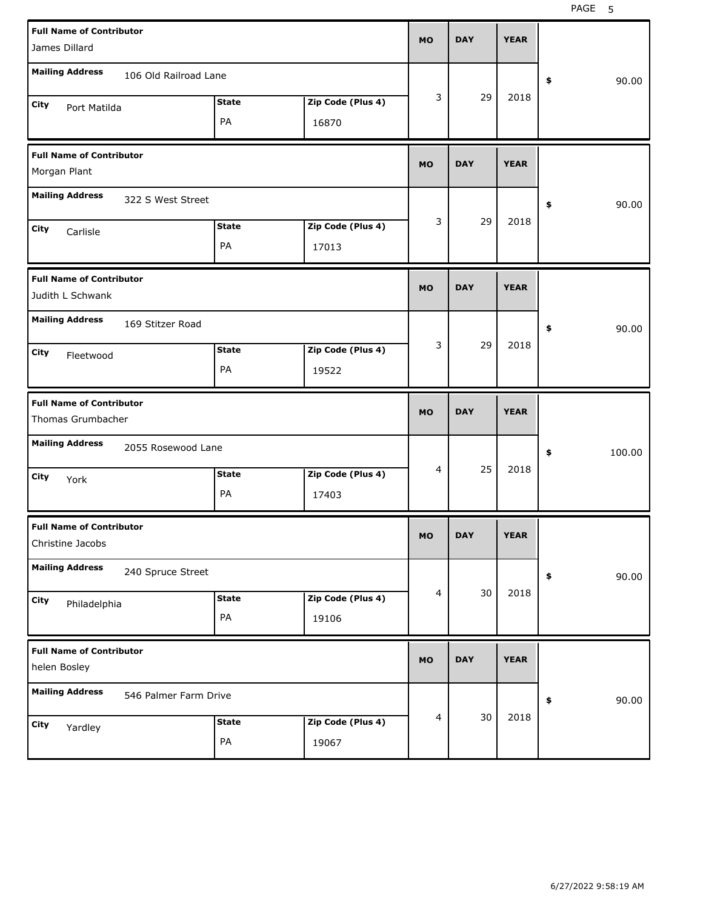| Full Name of Contributor | Mailing Address | City | State | Zip Code (Plus 4) | MO | DAY | YEAR | $ |
|---|---|---|---|---|---|---|---|---|
| James Dillard | 106 Old Railroad Lane | Port Matilda | PA | 16870 | 3 | 29 | 2018 | 90.00 |
| Morgan Plant | 322 S West Street | Carlisle | PA | 17013 | 3 | 29 | 2018 | 90.00 |
| Judith L Schwank | 169 Stitzer Road | Fleetwood | PA | 19522 | 3 | 29 | 2018 | 90.00 |
| Thomas Grumbacher | 2055 Rosewood Lane | York | PA | 17403 | 4 | 25 | 2018 | 100.00 |
| Christine Jacobs | 240 Spruce Street | Philadelphia | PA | 19106 | 4 | 30 | 2018 | 90.00 |
| helen Bosley | 546 Palmer Farm Drive | Yardley | PA | 19067 | 4 | 30 | 2018 | 90.00 |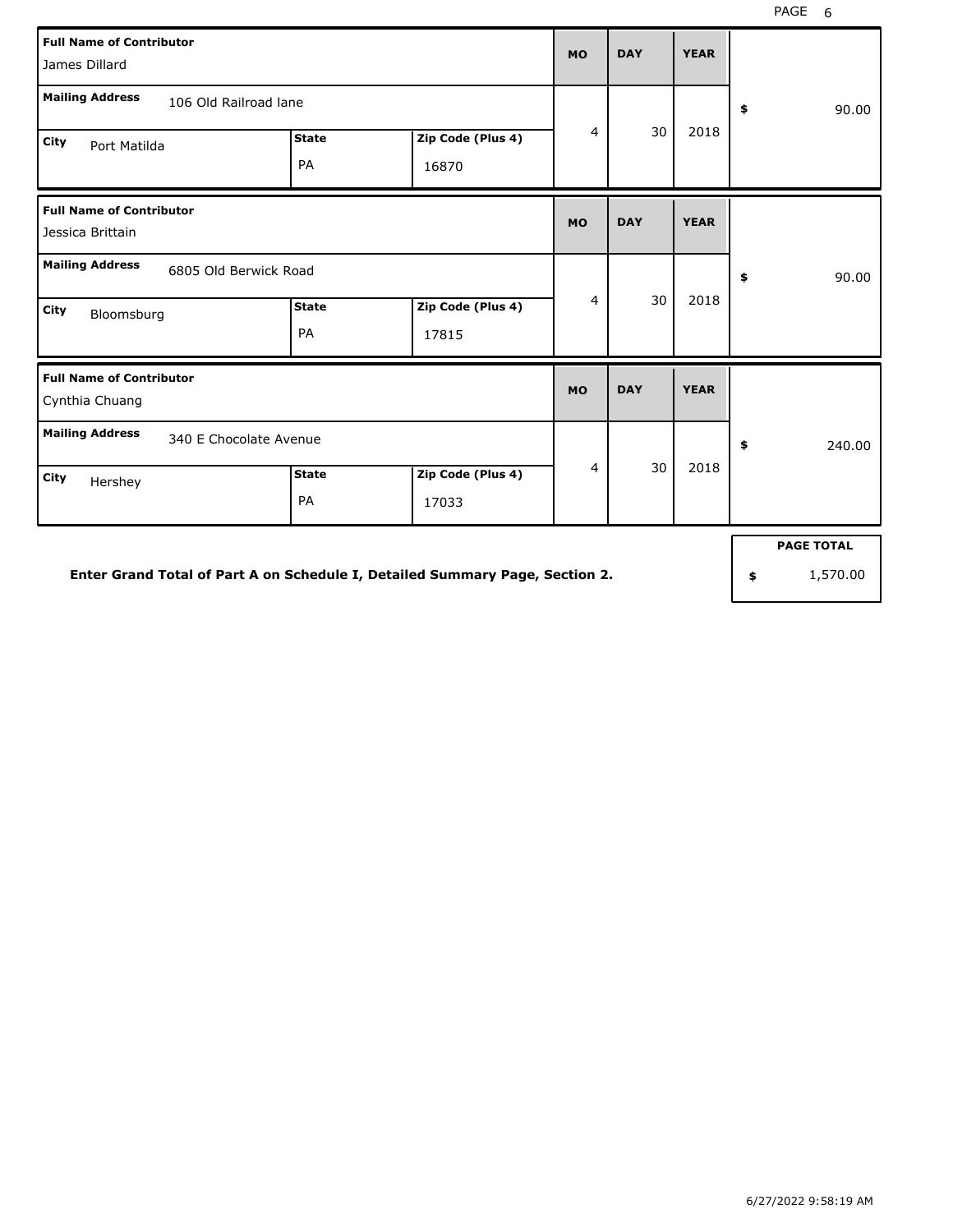| Full Name of Contributor | Mailing Address | City | State | Zip Code (Plus 4) | MO | DAY | YEAR | Amount |
|---|---|---|---|---|---|---|---|---|
| James Dillard | 106 Old Railroad lane | Port Matilda | PA | 16870 | 4 | 30 | 2018 | $ 90.00 |
| Jessica Brittain | 6805 Old Berwick Road | Bloomsburg | PA | 17815 | 4 | 30 | 2018 | $ 90.00 |
| Cynthia Chuang | 340 E Chocolate Avenue | Hershey | PA | 17033 | 4 | 30 | 2018 | $ 240.00 |

**Enter Grand Total of Part A on Schedule I, Detailed Summary Page, Section 2.**

| PAGE TOTAL |
|---|
| $ 1,570.00 |

6/27/2022 9:58:19 AM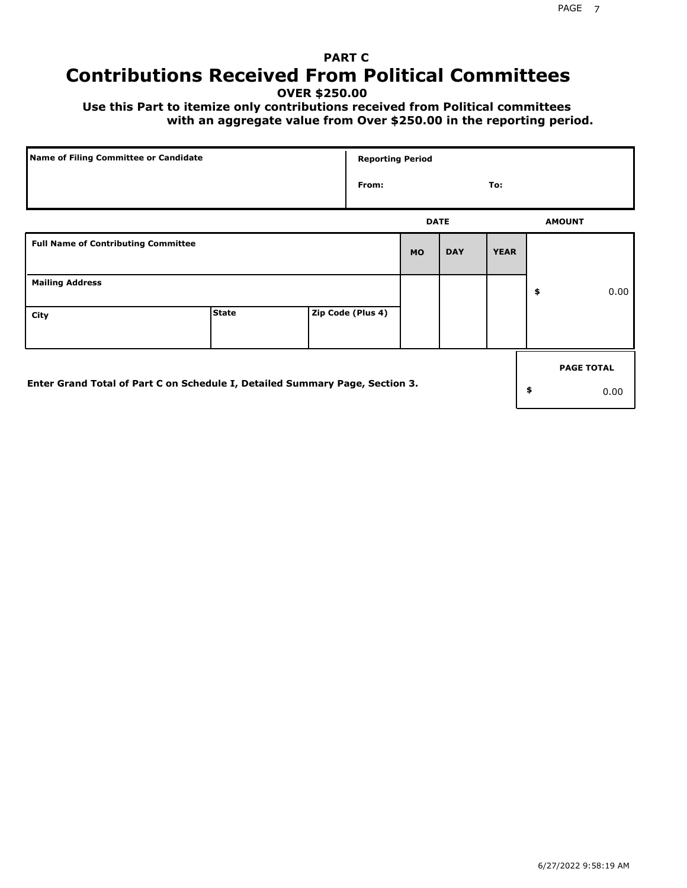## PART C

# Contributions Received From Political Committees

**OVER $250.00**

**Use this Part to itemize only contributions received from Political committees with an aggregate value from Over $250.00 in the reporting period.**

| Name of Filing Committee or Candidate | Reporting Period |
| --- | --- |
| | From: To: |

| Full Name of Contributing Committee | | | DATE MO | DAY | YEAR | AMOUNT |
| --- | --- | --- | --- | --- | --- | --- |
| Mailing Address | | | | | | $ 0.00 |
| City | State | Zip Code (Plus 4) | | | | |

Enter Grand Total of Part C on Schedule I, Detailed Summary Page, Section 3.

| PAGE TOTAL |
| --- |
| $ 0.00 |

6/27/2022 9:58:19 AM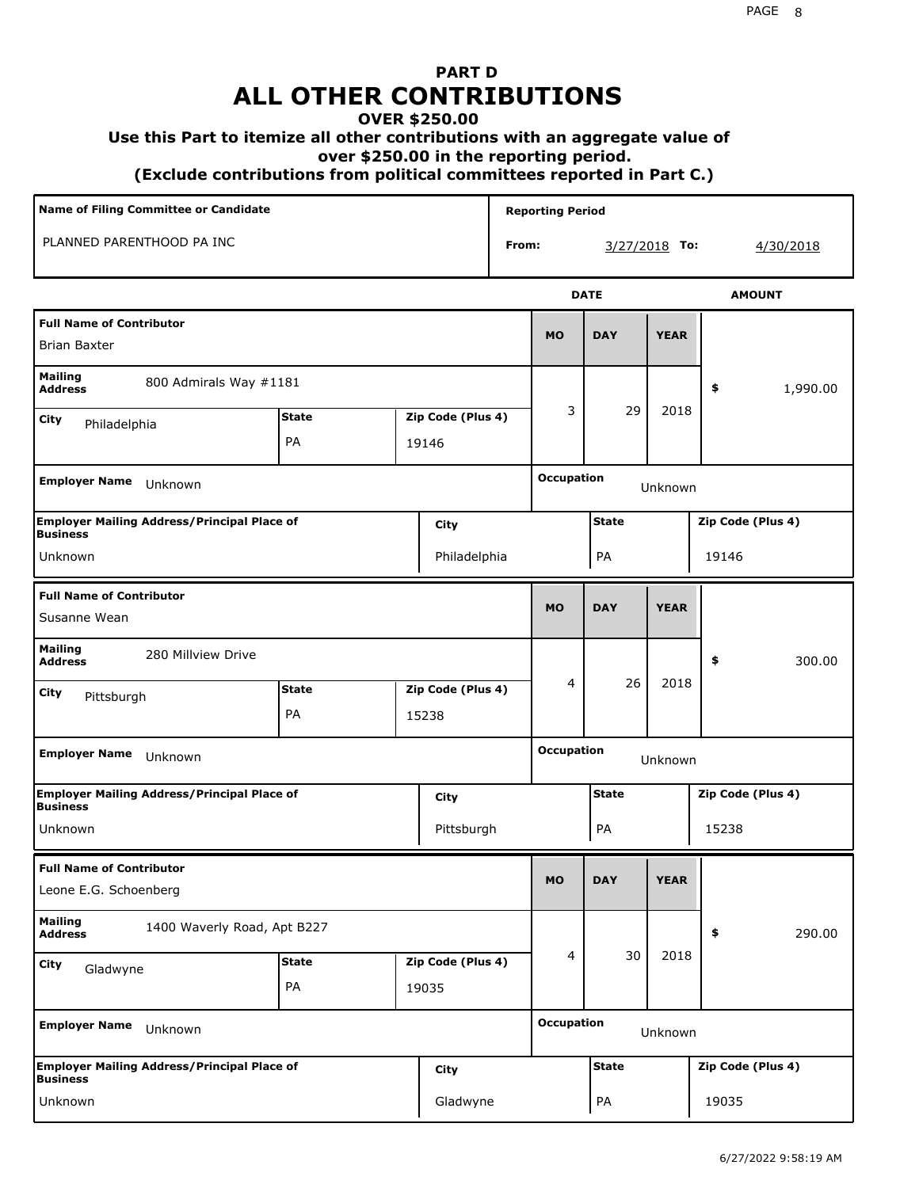# PART D
# ALL OTHER CONTRIBUTIONS
### OVER $250.00
### Use this Part to itemize all other contributions with an aggregate value of over $250.00 in the reporting period.
### (Exclude contributions from political committees reported in Part C.)

| Name of Filing Committee or Candidate | Reporting Period |
| --- | --- |
| PLANNED PARENTHOOD PA INC | From: 3/27/2018 To: 4/30/2018 |

| Full Name of Contributor | Mailing Address | City | State | Zip Code (Plus 4) | MO | DAY | YEAR | AMOUNT | Employer Name | Occupation | Employer Mailing Address/Principal Place of Business | City | State | Zip Code (Plus 4) |
| --- | --- | --- | --- | --- | --- | --- | --- | --- | --- | --- | --- | --- | --- | --- |
| Brian Baxter | 800 Admirals Way #1181 | Philadelphia | PA | 19146 | 3 | 29 | 2018 | $ 1,990.00 | Unknown | Unknown | Unknown | Philadelphia | PA | 19146 |
| Susanne Wean | 280 Millview Drive | Pittsburgh | PA | 15238 | 4 | 26 | 2018 | $ 300.00 | Unknown | Unknown | Unknown | Pittsburgh | PA | 15238 |
| Leone E.G. Schoenberg | 1400 Waverly Road, Apt B227 | Gladwyne | PA | 19035 | 4 | 30 | 2018 | $ 290.00 | Unknown | Unknown | Unknown | Gladwyne | PA | 19035 |

6/27/2022 9:58:19 AM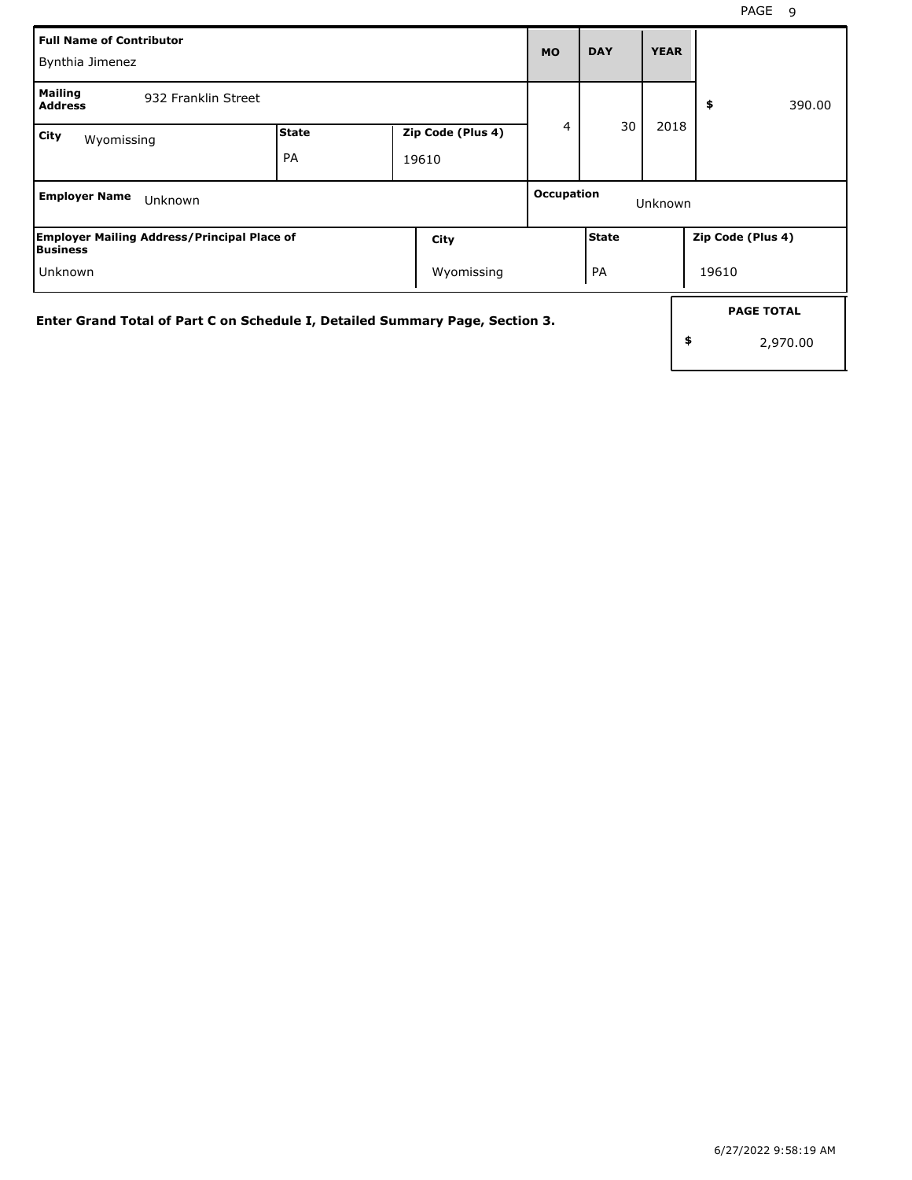| Full Name of Contributor | | | MO | DAY | YEAR | |
|---|---|---|---|---|---|---|
| Bynthia Jimenez | | | | | | |
| Mailing Address: 932 Franklin Street | | | 4 | 30 | 2018 | $ 390.00 |
| City: Wyomissing | State: PA | Zip Code (Plus 4): 19610 | | | | |
| Employer Name: Unknown | | | Occupation: Unknown | | | |
| Employer Mailing Address/Principal Place of Business: Unknown | | City: Wyomissing | | State: PA | | Zip Code (Plus 4): 19610 |

**Enter Grand Total of Part C on Schedule I, Detailed Summary Page, Section 3.**

| PAGE TOTAL |
|---|
| $ 2,970.00 |

6/27/2022 9:58:19 AM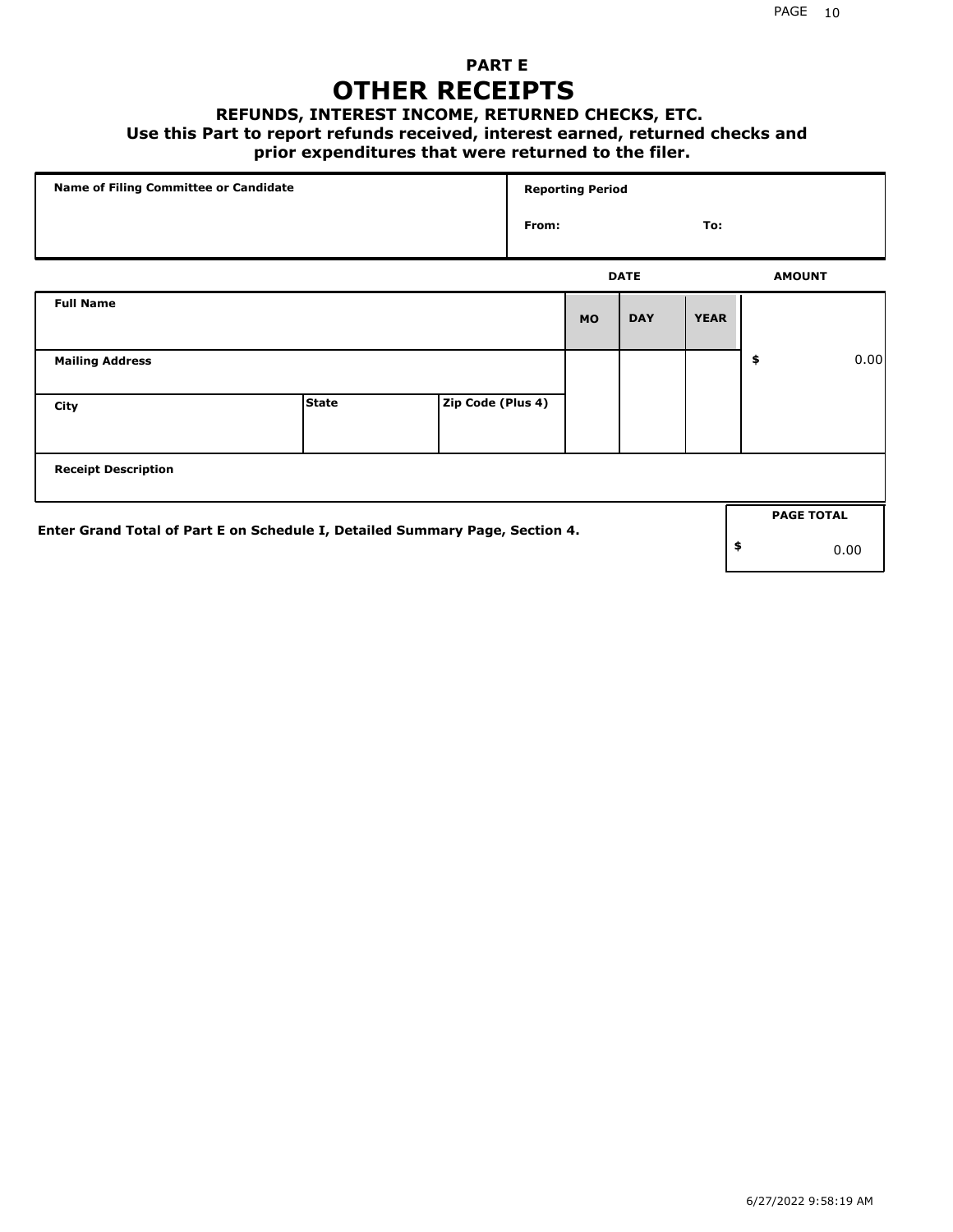## PART E

# OTHER RECEIPTS

### REFUNDS, INTEREST INCOME, RETURNED CHECKS, ETC.

**Use this Part to report refunds received, interest earned, returned checks and prior expenditures that were returned to the filer.**

| Name of Filing Committee or Candidate | Reporting Period | |
|---|---|---|
| | From: | To: |

| Full Name | | | DATE MO | DAY | YEAR | AMOUNT |
|---|---|---|---|---|---|---|
| Mailing Address | | | | | | $ 0.00 |
| City | State | Zip Code (Plus 4) | | | | |
| Receipt Description | | | | | | |

**Enter Grand Total of Part E on Schedule I, Detailed Summary Page, Section 4.**

| PAGE TOTAL |
|---|
| $ 0.00 |

6/27/2022 9:58:19 AM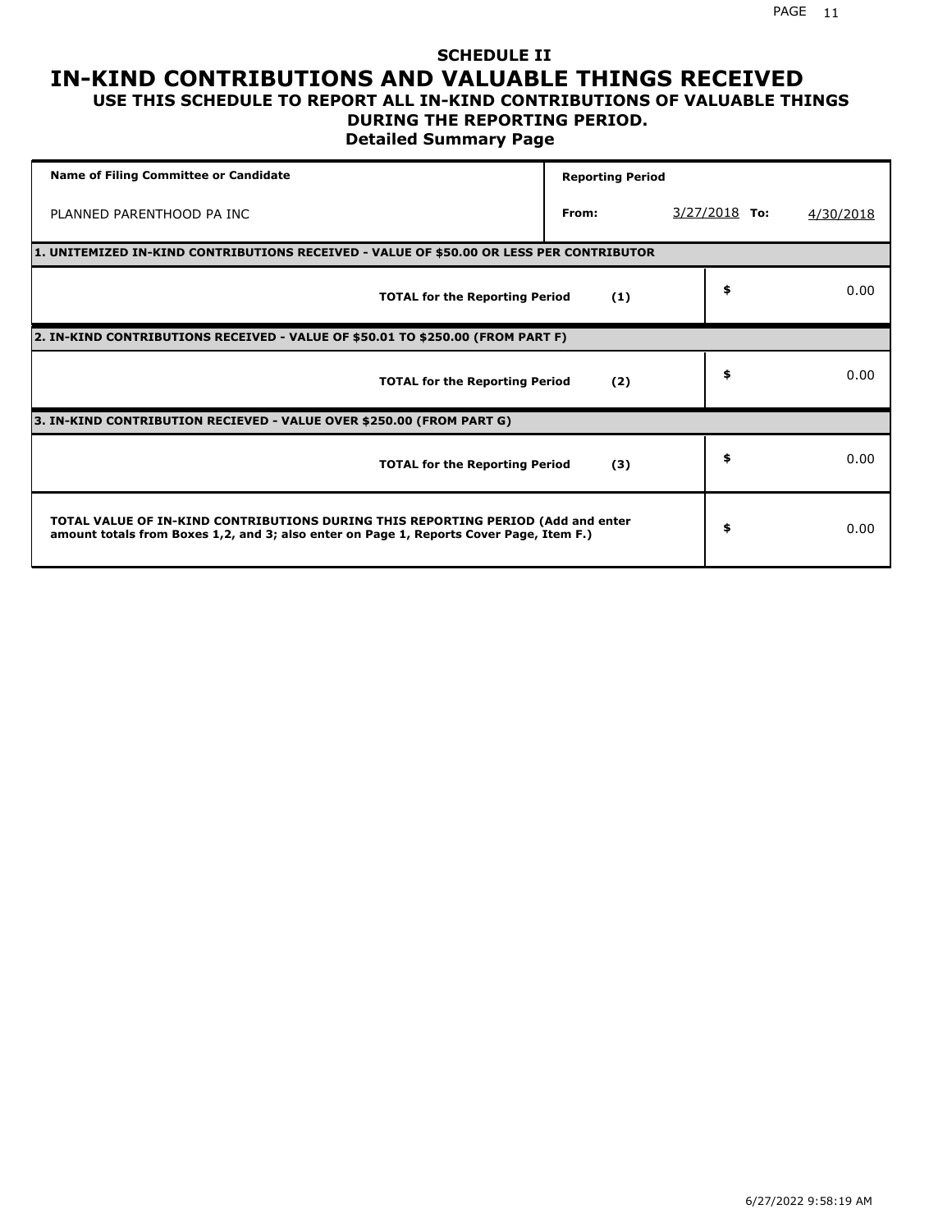# SCHEDULE II
# IN-KIND CONTRIBUTIONS AND VALUABLE THINGS RECEIVED
## USE THIS SCHEDULE TO REPORT ALL IN-KIND CONTRIBUTIONS OF VALUABLE THINGS DURING THE REPORTING PERIOD.
### Detailed Summary Page

| Name of Filing Committee or Candidate | Reporting Period | | |
|---|---|---|---|
| PLANNED PARENTHOOD PA INC | From: 3/27/2018 | To: | 4/30/2018 |

**1. UNITEMIZED IN-KIND CONTRIBUTIONS RECEIVED - VALUE OF $50.00 OR LESS PER CONTRIBUTOR**

| | | |
|---|---|---|
| **TOTAL for the Reporting Period** | **(1)** | $ 0.00 |

**2. IN-KIND CONTRIBUTIONS RECEIVED - VALUE OF $50.01 TO $250.00 (FROM PART F)**

| | | |
|---|---|---|
| **TOTAL for the Reporting Period** | **(2)** | $ 0.00 |

**3. IN-KIND CONTRIBUTION RECIEVED - VALUE OVER $250.00 (FROM PART G)**

| | | |
|---|---|---|
| **TOTAL for the Reporting Period** | **(3)** | $ 0.00 |

| | |
|---|---|
| **TOTAL VALUE OF IN-KIND CONTRIBUTIONS DURING THIS REPORTING PERIOD (Add and enter amount totals from Boxes 1,2, and 3; also enter on Page 1, Reports Cover Page, Item F.)** | $ 0.00 |

6/27/2022 9:58:19 AM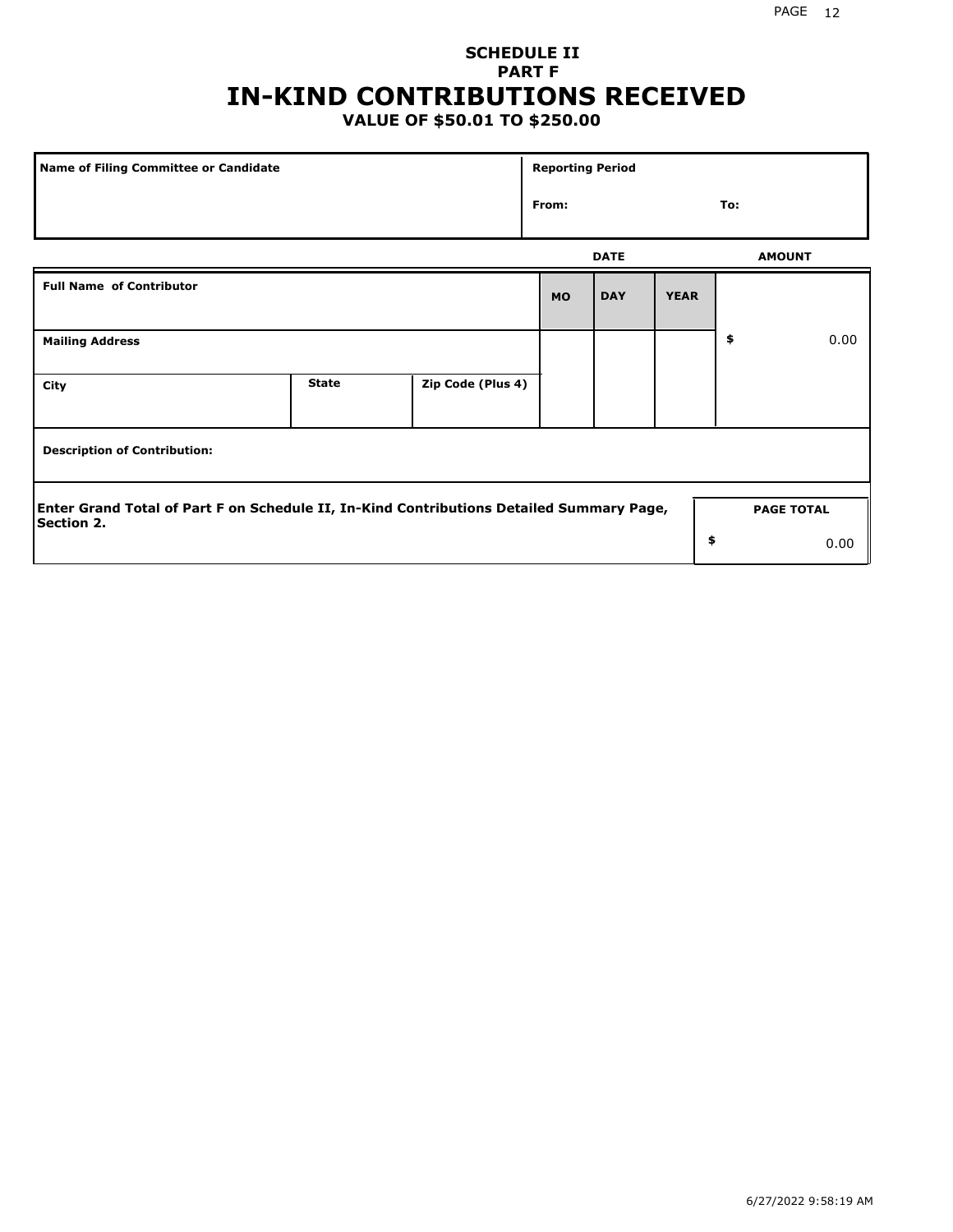**SCHEDULE II**
**PART F**

# IN-KIND CONTRIBUTIONS RECEIVED

**VALUE OF $50.01 TO $250.00**

| Name of Filing Committee or Candidate | Reporting Period | |
|---|---|---|
| | From: | To: |

| | | | DATE | | | AMOUNT |
|---|---|---|---|---|---|---|
| **Full Name of Contributor** | | | **MO** | **DAY** | **YEAR** | |
| **Mailing Address** | | | | | | $ 0.00 |
| **City** | **State** | **Zip Code (Plus 4)** | | | | |
| **Description of Contribution:** | | | | | | |

| Enter Grand Total of Part F on Schedule II, In-Kind Contributions Detailed Summary Page, Section 2. | PAGE TOTAL |
|---|---|
| | $ 0.00 |

6/27/2022 9:58:19 AM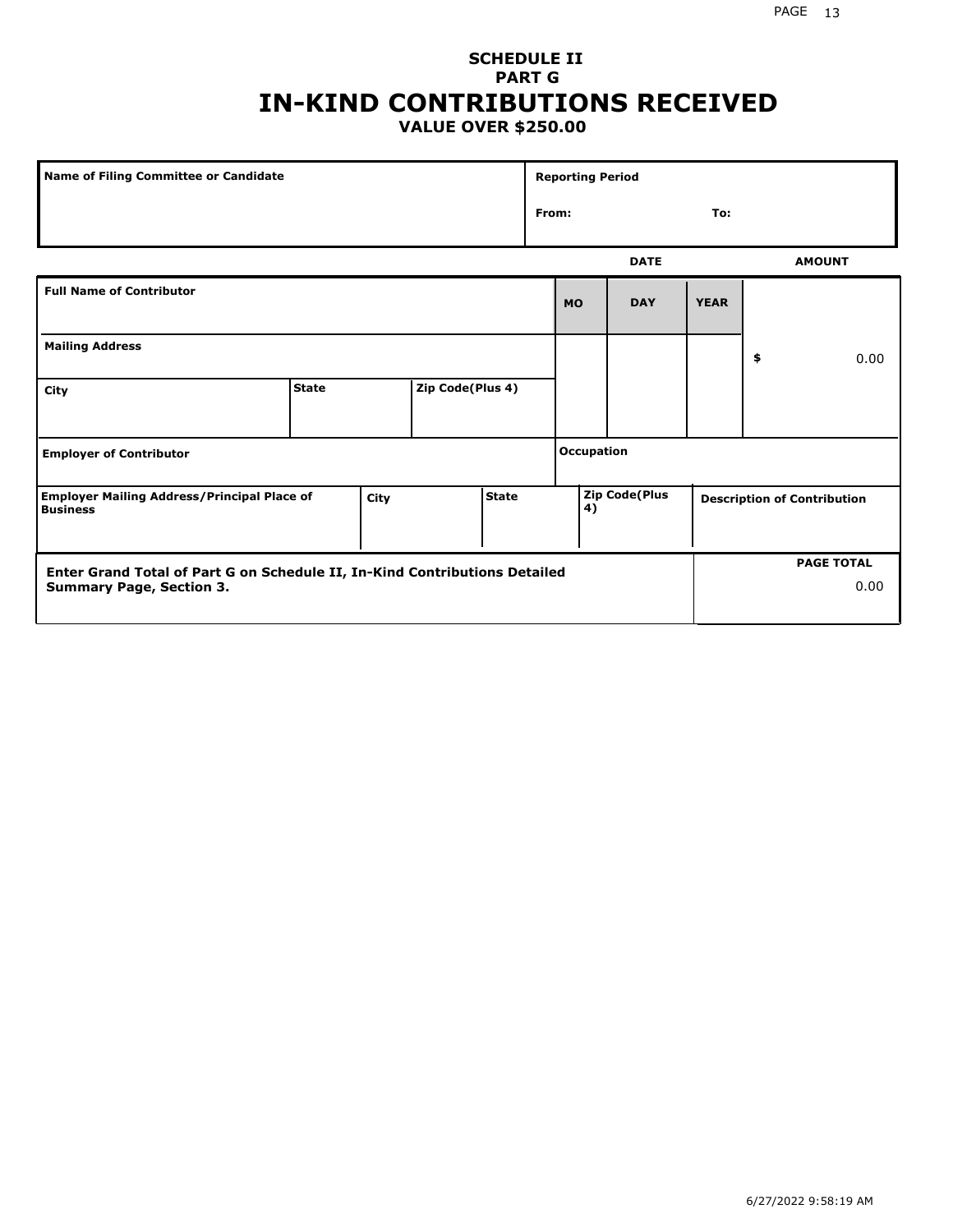# SCHEDULE II
## PART G
# IN-KIND CONTRIBUTIONS RECEIVED
### VALUE OVER $250.00

| Name of Filing Committee or Candidate | Reporting Period |
|---|---|
| | From: To: |

| | DATE | | | AMOUNT |
|---|---|---|---|---|
| **Full Name of Contributor** | **MO** | **DAY** | **YEAR** | |
| **Mailing Address** | | | | $ 0.00 |
| **City** / **State** / **Zip Code(Plus 4)** | | | | |
| **Employer of Contributor** | **Occupation** | | | |
| **Employer Mailing Address/Principal Place of Business** / **City** / **State** | **Zip Code(Plus 4)** | | | **Description of Contribution** |

| Enter Grand Total of Part G on Schedule II, In-Kind Contributions Detailed Summary Page, Section 3. | PAGE TOTAL |
|---|---|
| | 0.00 |

6/27/2022 9:58:19 AM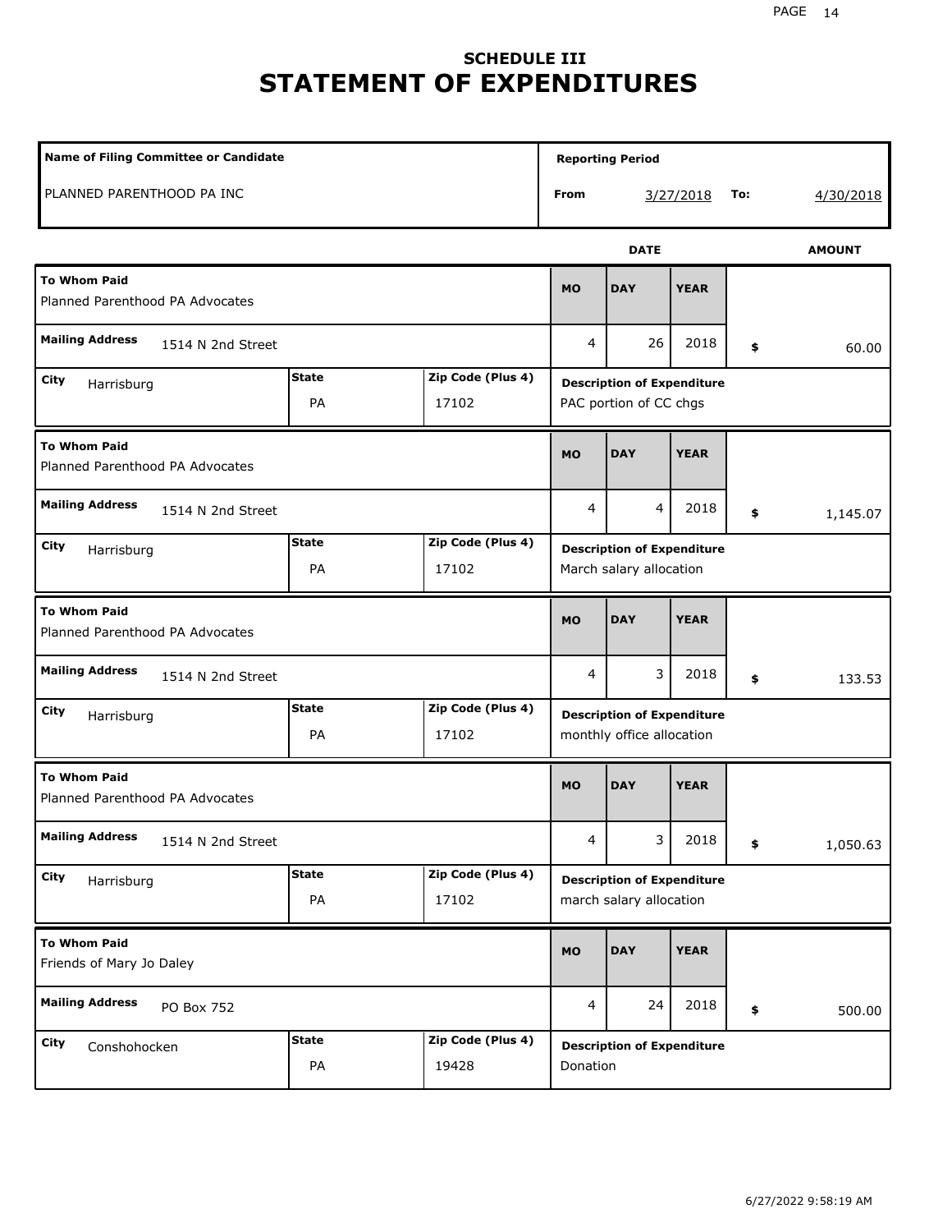## SCHEDULE III
# STATEMENT OF EXPENDITURES

| Name of Filing Committee or Candidate | Reporting Period |
| --- | --- |
| PLANNED PARENTHOOD PA INC | From 3/27/2018 To: 4/30/2018 |

| To Whom Paid | Mailing Address | City | State | Zip Code (Plus 4) | MO | DAY | YEAR | AMOUNT | Description of Expenditure |
| --- | --- | --- | --- | --- | --- | --- | --- | --- | --- |
| Planned Parenthood PA Advocates | 1514 N 2nd Street | Harrisburg | PA | 17102 | 4 | 26 | 2018 | $ 60.00 | PAC portion of CC chgs |
| Planned Parenthood PA Advocates | 1514 N 2nd Street | Harrisburg | PA | 17102 | 4 | 4 | 2018 | $ 1,145.07 | March salary allocation |
| Planned Parenthood PA Advocates | 1514 N 2nd Street | Harrisburg | PA | 17102 | 4 | 3 | 2018 | $ 133.53 | monthly office allocation |
| Planned Parenthood PA Advocates | 1514 N 2nd Street | Harrisburg | PA | 17102 | 4 | 3 | 2018 | $ 1,050.63 | march salary allocation |
| Friends of Mary Jo Daley | PO Box 752 | Conshohocken | PA | 19428 | 4 | 24 | 2018 | $ 500.00 | Donation |

6/27/2022 9:58:19 AM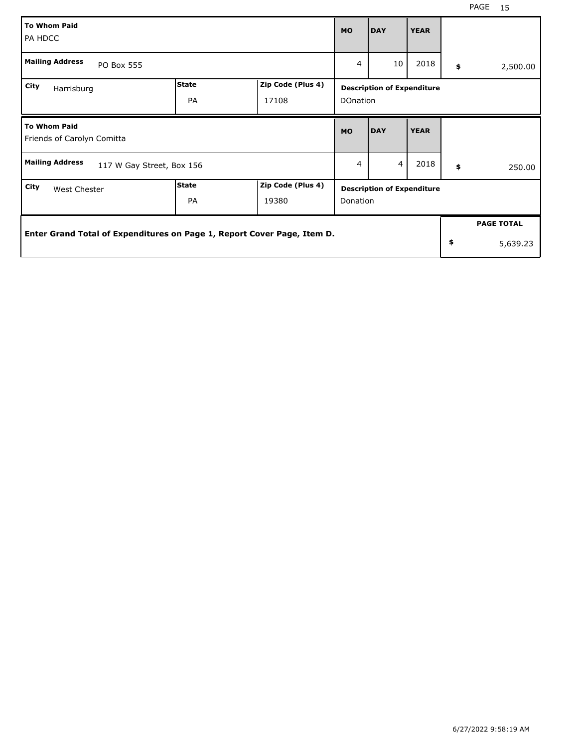| To Whom Paid | | | MO | DAY | YEAR | |
|---|---|---|---|---|---|---|
| PA HDCC | | | | | | |
| Mailing Address: PO Box 555 | | | 4 | 10 | 2018 | $ 2,500.00 |
| City: Harrisburg | State: PA | Zip Code (Plus 4): 17108 | Description of Expenditure: DOnation | | | |

| To Whom Paid | | | MO | DAY | YEAR | |
|---|---|---|---|---|---|---|
| Friends of Carolyn Comitta | | | | | | |
| Mailing Address: 117 W Gay Street, Box 156 | | | 4 | 4 | 2018 | $ 250.00 |
| City: West Chester | State: PA | Zip Code (Plus 4): 19380 | Description of Expenditure: Donation | | | |

| | |
|---|---|
| **Enter Grand Total of Expenditures on Page 1, Report Cover Page, Item D.** | **PAGE TOTAL** $ 5,639.23 |

6/27/2022 9:58:19 AM